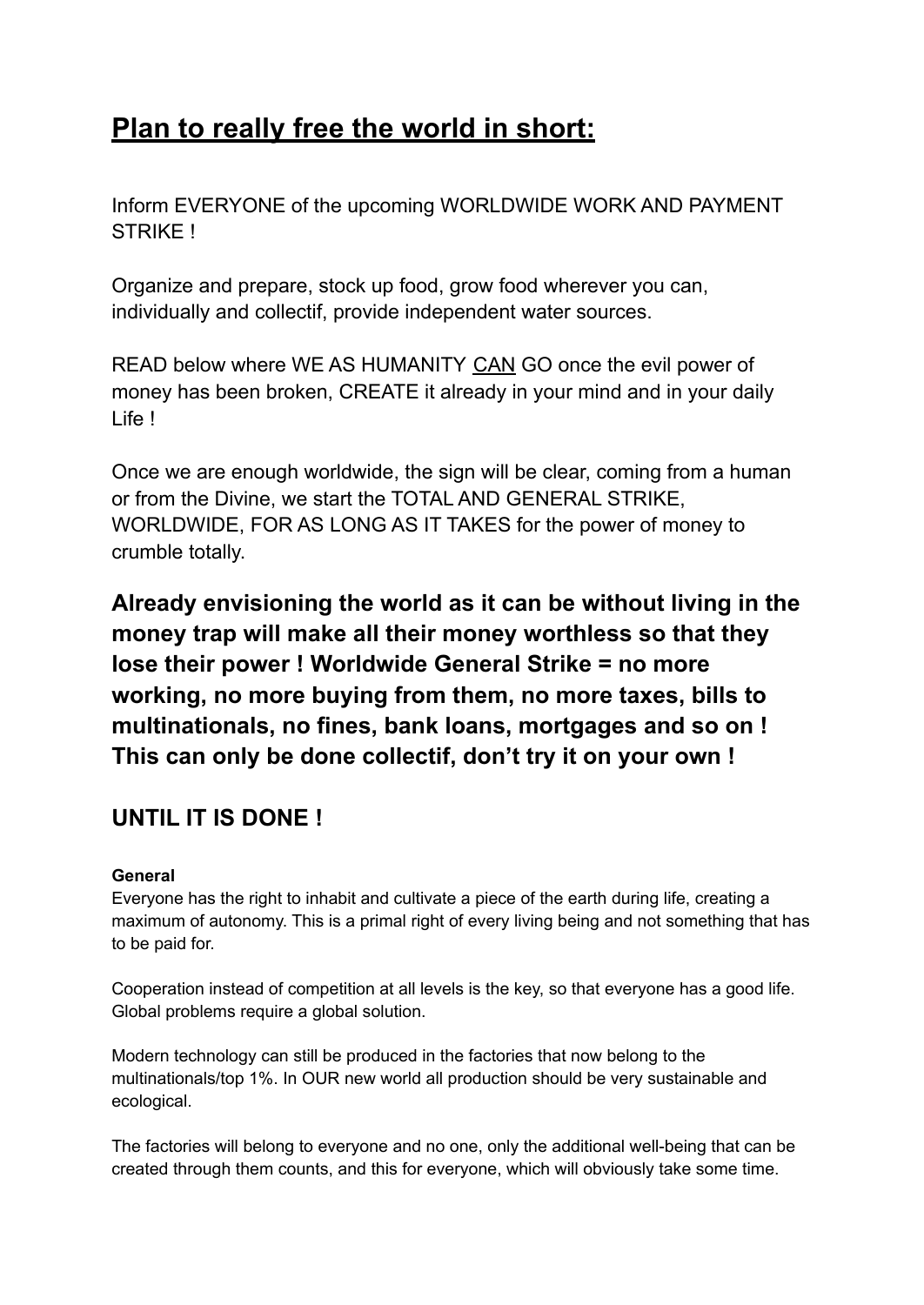# Plan to really free the world in short:

Inform EVERYONE of the upcoming WORLDWIDE WORK AND PAYMENT STRIKE !

Organize and prepare, stock up food, grow food wherever you can, individually and collectif, provide independent water sources.

READ below where WE AS HUMANITY CAN GO once the evil power of money has been broken, CREATE it already in your mind and in your daily Life !

Once we are enough worldwide, the sign will be clear, coming from a human or from the Divine, we start the TOTAL AND GENERAL STRIKE, WORLDWIDE, FOR AS LONG AS IT TAKES for the power of money to crumble totally.

**Already envisioning the world as it can be without living in the money trap will make all their money worthless so that they lose their power ! Worldwide General Strike = no more working, no more buying from them, no more taxes, bills to multinationals, no fines, bank loans, mortgages and so on ! This can only be done collectif, don't try it on your own !**

## UNTIL IT IS DONE !

**General**

Everyone has the right to inhabit and cultivate a piece of the earth during life, creating a maximum of autonomy. This is a primal right of every living being and not something that has to be paid for.

Cooperation instead of competition at all levels is the key, so that everyone has a good life. Global problems require a global solution.

Modern technology can still be produced in the factories that now belong to the multinationals/top 1%. In OUR new world all production should be very sustainable and ecological.

The factories will belong to everyone and no one, only the additional well-being that can be created through them counts, and this for everyone, which will obviously take some time.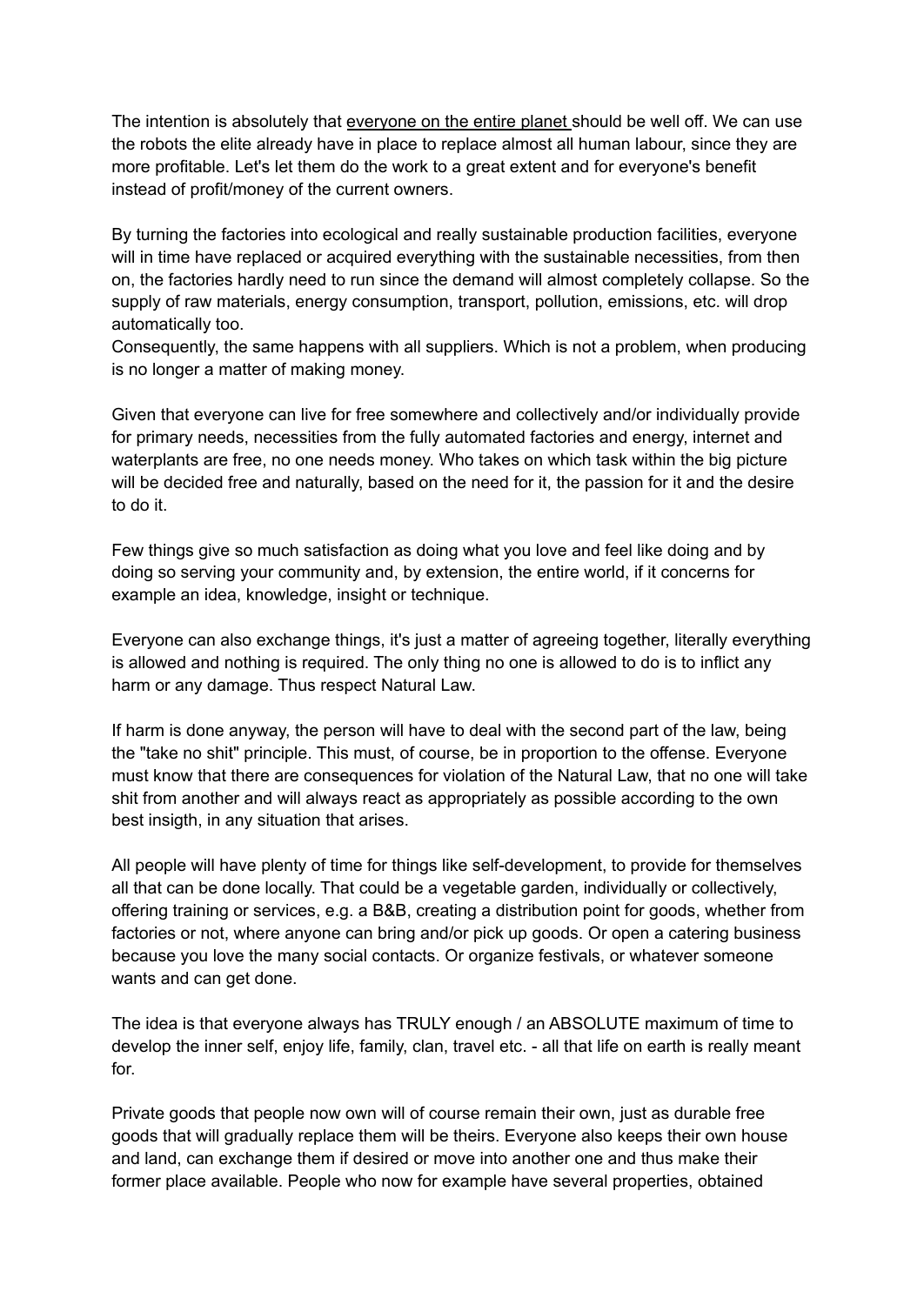The intention is absolutely that <u>everyone on the entire planet</u> should be well off. We can use the robots the elite already have in place to replace almost all human labour, since they are more profitable. Let's let them do the work to a great extent and for everyone's benefit instead of profit/money of the current owners.

By turning the factories into ecological and really sustainable production facilities, everyone will in time have replaced or acquired everything with the sustainable necessities, from then on, the factories hardly need to run since the demand will almost completely collapse. So the supply of raw materials, energy consumption, transport, pollution, emissions, etc. will drop automatically too.
Consequently, the same happens with all suppliers. Which is not a problem, when producing is no longer a matter of making money.

Given that everyone can live for free somewhere and collectively and/or individually provide for primary needs, necessities from the fully automated factories and energy, internet and waterplants are free, no one needs money. Who takes on which task within the big picture will be decided free and naturally, based on the need for it, the passion for it and the desire to do it.

Few things give so much satisfaction as doing what you love and feel like doing and by doing so serving your community and, by extension, the entire world, if it concerns for example an idea, knowledge, insight or technique.

Everyone can also exchange things, it's just a matter of agreeing together, literally everything is allowed and nothing is required. The only thing no one is allowed to do is to inflict any harm or any damage. Thus respect Natural Law.

If harm is done anyway, the person will have to deal with the second part of the law, being the "take no shit" principle. This must, of course, be in proportion to the offense. Everyone must know that there are consequences for violation of the Natural Law, that no one will take shit from another and will always react as appropriately as possible according to the own best insigth, in any situation that arises.

All people will have plenty of time for things like self-development, to provide for themselves all that can be done locally. That could be a vegetable garden, individually or collectively, offering training or services, e.g. a B&B, creating a distribution point for goods, whether from factories or not, where anyone can bring and/or pick up goods. Or open a catering business because you love the many social contacts. Or organize festivals, or whatever someone wants and can get done.

The idea is that everyone always has TRULY enough / an ABSOLUTE maximum of time to develop the inner self, enjoy life, family, clan, travel etc. - all that life on earth is really meant for.

Private goods that people now own will of course remain their own, just as durable free goods that will gradually replace them will be theirs. Everyone also keeps their own house and land, can exchange them if desired or move into another one and thus make their former place available. People who now for example have several properties, obtained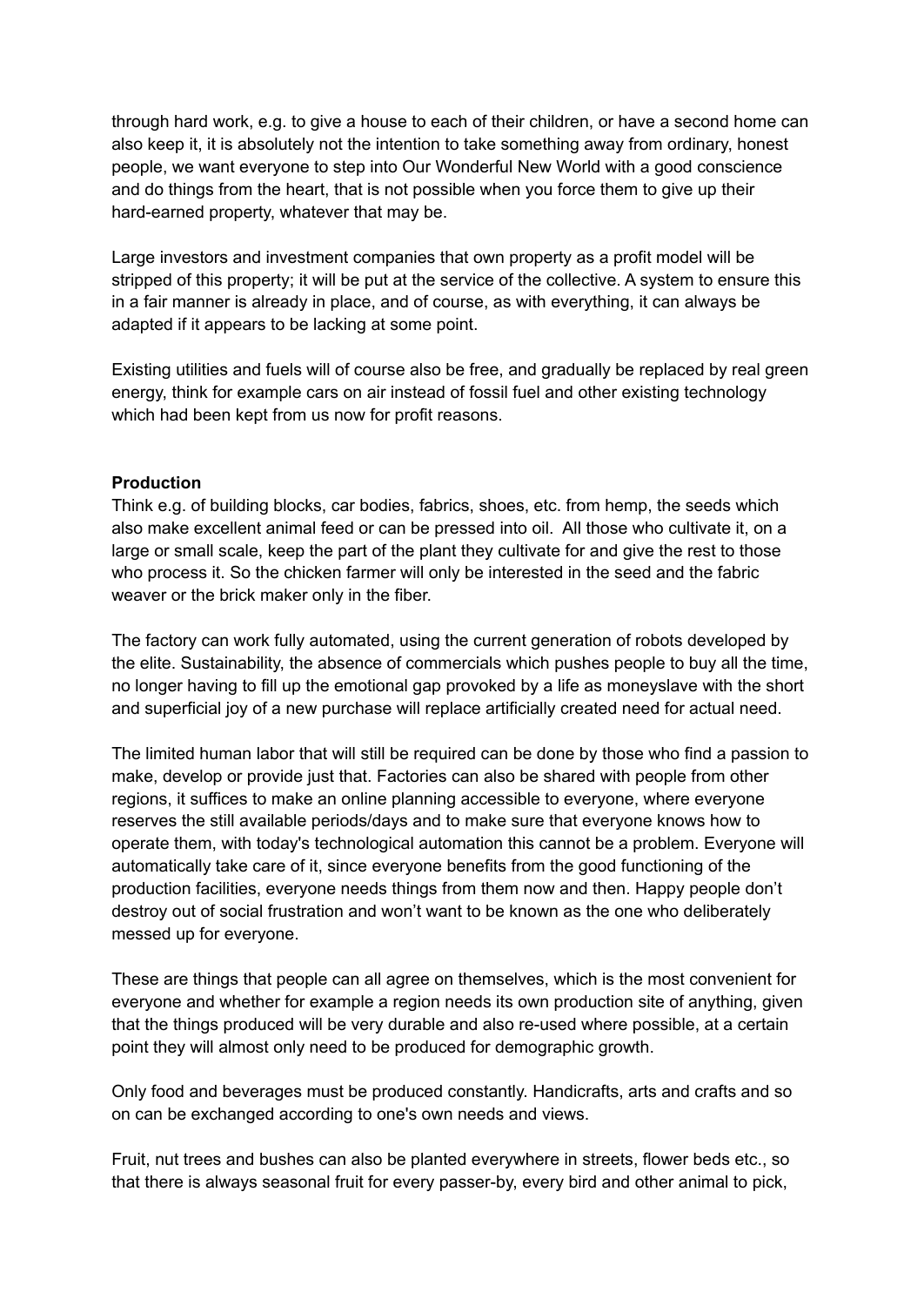through hard work, e.g. to give a house to each of their children, or have a second home can also keep it, it is absolutely not the intention to take something away from ordinary, honest people, we want everyone to step into Our Wonderful New World with a good conscience and do things from the heart, that is not possible when you force them to give up their hard-earned property, whatever that may be.

Large investors and investment companies that own property as a profit model will be stripped of this property; it will be put at the service of the collective. A system to ensure this in a fair manner is already in place, and of course, as with everything, it can always be adapted if it appears to be lacking at some point.

Existing utilities and fuels will of course also be free, and gradually be replaced by real green energy, think for example cars on air instead of fossil fuel and other existing technology which had been kept from us now for profit reasons.

**Production**

Think e.g. of building blocks, car bodies, fabrics, shoes, etc. from hemp, the seeds which also make excellent animal feed or can be pressed into oil. All those who cultivate it, on a large or small scale, keep the part of the plant they cultivate for and give the rest to those who process it. So the chicken farmer will only be interested in the seed and the fabric weaver or the brick maker only in the fiber.

The factory can work fully automated, using the current generation of robots developed by the elite. Sustainability, the absence of commercials which pushes people to buy all the time, no longer having to fill up the emotional gap provoked by a life as moneyslave with the short and superficial joy of a new purchase will replace artificially created need for actual need.

The limited human labor that will still be required can be done by those who find a passion to make, develop or provide just that. Factories can also be shared with people from other regions, it suffices to make an online planning accessible to everyone, where everyone reserves the still available periods/days and to make sure that everyone knows how to operate them, with today's technological automation this cannot be a problem. Everyone will automatically take care of it, since everyone benefits from the good functioning of the production facilities, everyone needs things from them now and then. Happy people don't destroy out of social frustration and won't want to be known as the one who deliberately messed up for everyone.

These are things that people can all agree on themselves, which is the most convenient for everyone and whether for example a region needs its own production site of anything, given that the things produced will be very durable and also re-used where possible, at a certain point they will almost only need to be produced for demographic growth.

Only food and beverages must be produced constantly. Handicrafts, arts and crafts and so on can be exchanged according to one's own needs and views.

Fruit, nut trees and bushes can also be planted everywhere in streets, flower beds etc., so that there is always seasonal fruit for every passer-by, every bird and other animal to pick,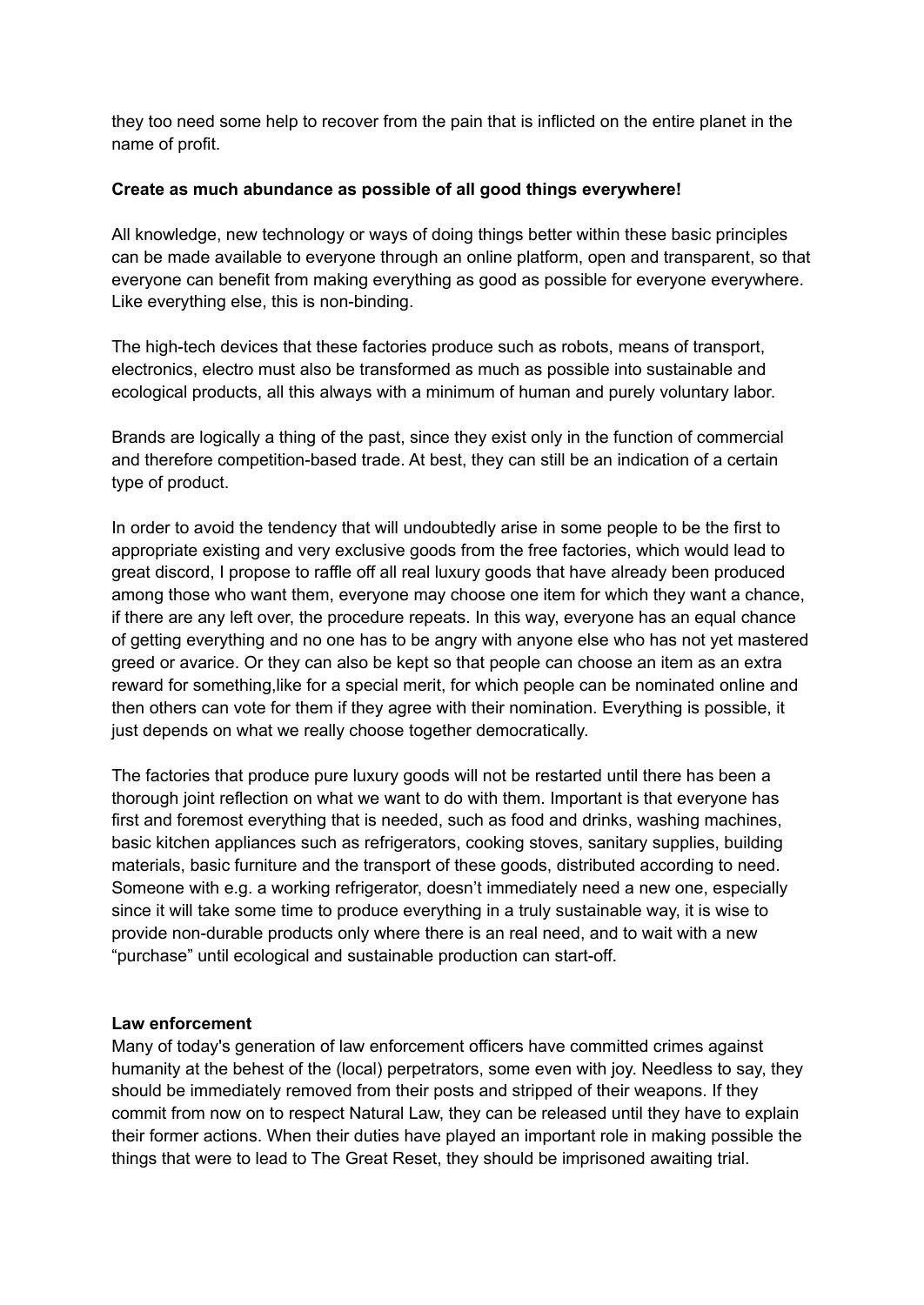they too need some help to recover from the pain that is inflicted on the entire planet in the name of profit.

**Create as much abundance as possible of all good things everywhere!**

All knowledge, new technology or ways of doing things better within these basic principles can be made available to everyone through an online platform, open and transparent, so that everyone can benefit from making everything as good as possible for everyone everywhere. Like everything else, this is non-binding.

The high-tech devices that these factories produce such as robots, means of transport, electronics, electro must also be transformed as much as possible into sustainable and ecological products, all this always with a minimum of human and purely voluntary labor.

Brands are logically a thing of the past, since they exist only in the function of commercial and therefore competition-based trade. At best, they can still be an indication of a certain type of product.

In order to avoid the tendency that will undoubtedly arise in some people to be the first to appropriate existing and very exclusive goods from the free factories, which would lead to great discord, I propose to raffle off all real luxury goods that have already been produced among those who want them, everyone may choose one item for which they want a chance, if there are any left over, the procedure repeats. In this way, everyone has an equal chance of getting everything and no one has to be angry with anyone else who has not yet mastered greed or avarice. Or they can also be kept so that people can choose an item as an extra reward for something,like for a special merit, for which people can be nominated online and then others can vote for them if they agree with their nomination. Everything is possible, it just depends on what we really choose together democratically.

The factories that produce pure luxury goods will not be restarted until there has been a thorough joint reflection on what we want to do with them. Important is that everyone has first and foremost everything that is needed, such as food and drinks, washing machines, basic kitchen appliances such as refrigerators, cooking stoves, sanitary supplies, building materials, basic furniture and the transport of these goods, distributed according to need. Someone with e.g. a working refrigerator, doesn't immediately need a new one, especially since it will take some time to produce everything in a truly sustainable way, it is wise to provide non-durable products only where there is an real need, and to wait with a new "purchase" until ecological and sustainable production can start-off.

**Law enforcement**

Many of today's generation of law enforcement officers have committed crimes against humanity at the behest of the (local) perpetrators, some even with joy. Needless to say, they should be immediately removed from their posts and stripped of their weapons. If they commit from now on to respect Natural Law, they can be released until they have to explain their former actions. When their duties have played an important role in making possible the things that were to lead to The Great Reset, they should be imprisoned awaiting trial.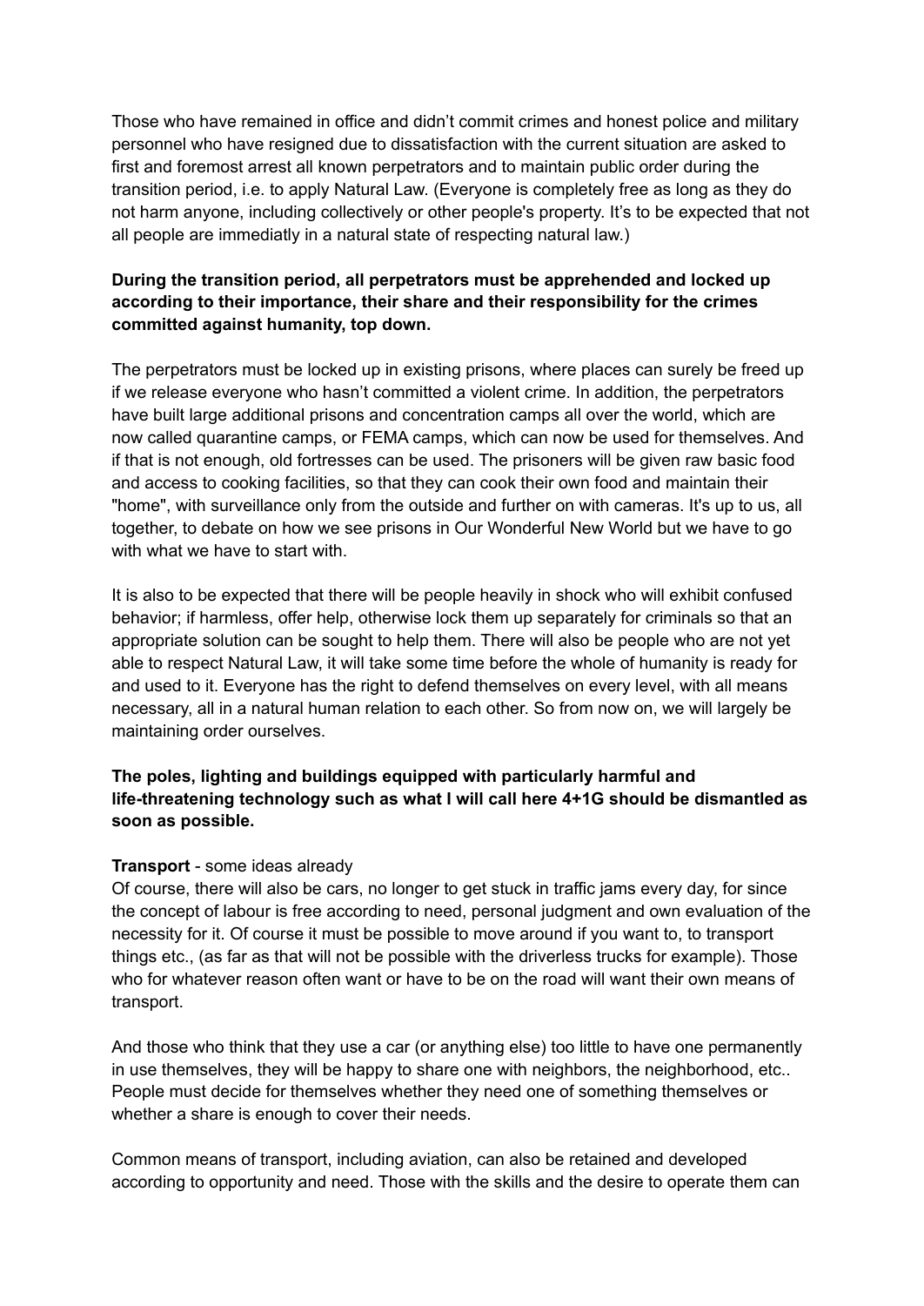Those who have remained in office and didn’t commit crimes and honest police and military personnel who have resigned due to dissatisfaction with the current situation are asked to first and foremost arrest all known perpetrators and to maintain public order during the transition period, i.e. to apply Natural Law. (Everyone is completely free as long as they do not harm anyone, including collectively or other people's property. It’s to be expected that not all people are immediatly in a natural state of respecting natural law.)

**During the transition period, all perpetrators must be apprehended and locked up according to their importance, their share and their responsibility for the crimes committed against humanity, top down.**

The perpetrators must be locked up in existing prisons, where places can surely be freed up if we release everyone who hasn’t committed a violent crime. In addition, the perpetrators have built large additional prisons and concentration camps all over the world, which are now called quarantine camps, or FEMA camps, which can now be used for themselves. And if that is not enough, old fortresses can be used. The prisoners will be given raw basic food and access to cooking facilities, so that they can cook their own food and maintain their "home", with surveillance only from the outside and further on with cameras. It's up to us, all together, to debate on how we see prisons in Our Wonderful New World but we have to go with what we have to start with.

It is also to be expected that there will be people heavily in shock who will exhibit confused behavior; if harmless, offer help, otherwise lock them up separately for criminals so that an appropriate solution can be sought to help them. There will also be people who are not yet able to respect Natural Law, it will take some time before the whole of humanity is ready for and used to it. Everyone has the right to defend themselves on every level, with all means necessary, all in a natural human relation to each other. So from now on, we will largely be maintaining order ourselves.

**The poles, lighting and buildings equipped with particularly harmful and life-threatening technology such as what I will call here 4+1G should be dismantled as soon as possible.**

**Transport** - some ideas already

Of course, there will also be cars, no longer to get stuck in traffic jams every day, for since the concept of labour is free according to need, personal judgment and own evaluation of the necessity for it. Of course it must be possible to move around if you want to, to transport things etc., (as far as that will not be possible with the driverless trucks for example). Those who for whatever reason often want or have to be on the road will want their own means of transport.

And those who think that they use a car (or anything else) too little to have one permanently in use themselves, they will be happy to share one with neighbors, the neighborhood, etc.. People must decide for themselves whether they need one of something themselves or whether a share is enough to cover their needs.

Common means of transport, including aviation, can also be retained and developed according to opportunity and need. Those with the skills and the desire to operate them can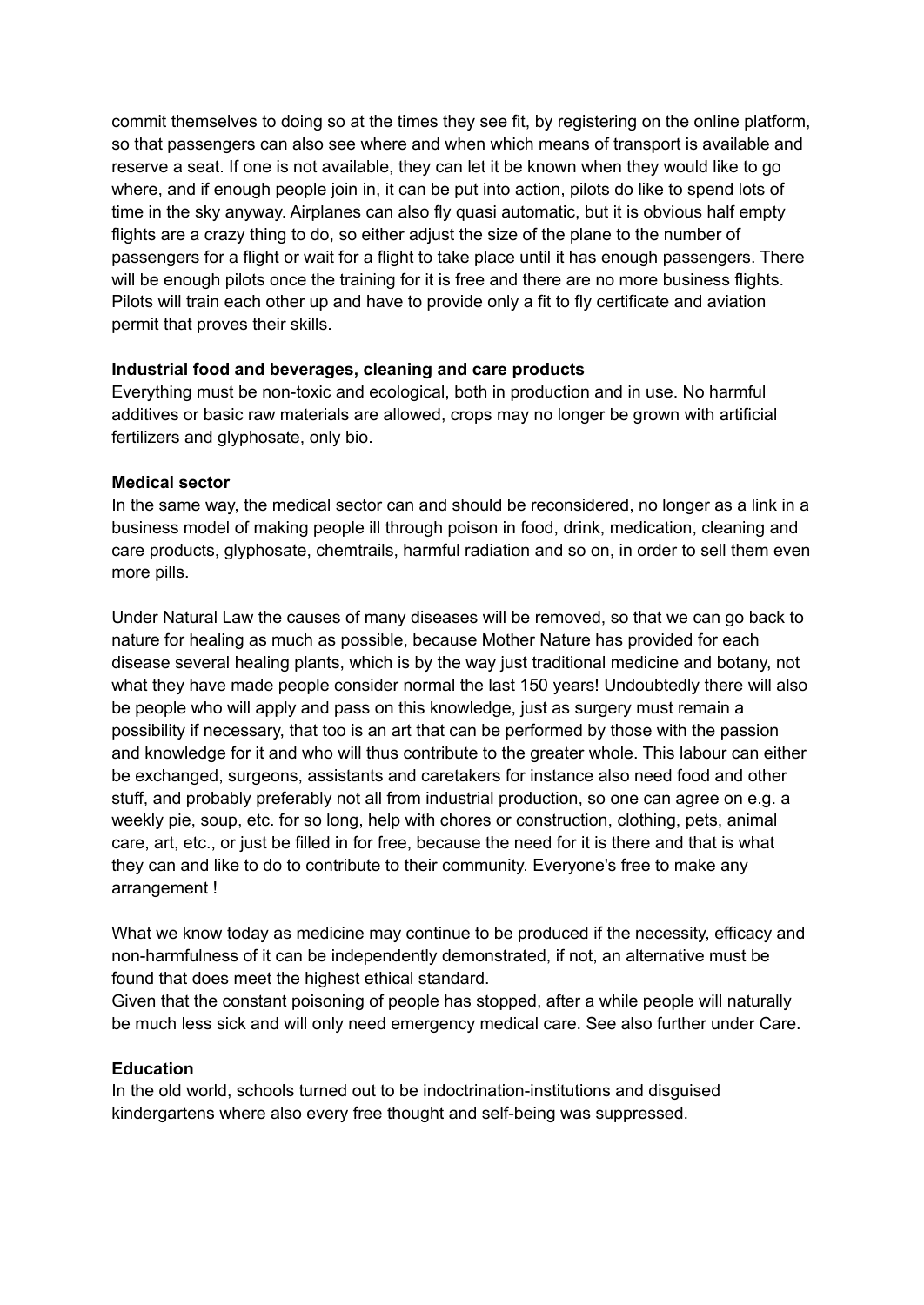commit themselves to doing so at the times they see fit, by registering on the online platform, so that passengers can also see where and when which means of transport is available and reserve a seat. If one is not available, they can let it be known when they would like to go where, and if enough people join in, it can be put into action, pilots do like to spend lots of time in the sky anyway. Airplanes can also fly quasi automatic, but it is obvious half empty flights are a crazy thing to do, so either adjust the size of the plane to the number of passengers for a flight or wait for a flight to take place until it has enough passengers. There will be enough pilots once the training for it is free and there are no more business flights. Pilots will train each other up and have to provide only a fit to fly certificate and aviation permit that proves their skills.

**Industrial food and beverages, cleaning and care products**
Everything must be non-toxic and ecological, both in production and in use. No harmful additives or basic raw materials are allowed, crops may no longer be grown with artificial fertilizers and glyphosate, only bio.

**Medical sector**
In the same way, the medical sector can and should be reconsidered, no longer as a link in a business model of making people ill through poison in food, drink, medication, cleaning and care products, glyphosate, chemtrails, harmful radiation and so on, in order to sell them even more pills.

Under Natural Law the causes of many diseases will be removed, so that we can go back to nature for healing as much as possible, because Mother Nature has provided for each disease several healing plants, which is by the way just traditional medicine and botany, not what they have made people consider normal the last 150 years! Undoubtedly there will also be people who will apply and pass on this knowledge, just as surgery must remain a possibility if necessary, that too is an art that can be performed by those with the passion and knowledge for it and who will thus contribute to the greater whole. This labour can either be exchanged, surgeons, assistants and caretakers for instance also need food and other stuff, and probably preferably not all from industrial production, so one can agree on e.g. a weekly pie, soup, etc. for so long, help with chores or construction, clothing, pets, animal care, art, etc., or just be filled in for free, because the need for it is there and that is what they can and like to do to contribute to their community. Everyone's free to make any arrangement !

What we know today as medicine may continue to be produced if the necessity, efficacy and non-harmfulness of it can be independently demonstrated, if not, an alternative must be found that does meet the highest ethical standard.
Given that the constant poisoning of people has stopped, after a while people will naturally be much less sick and will only need emergency medical care. See also further under Care.

**Education**
In the old world, schools turned out to be indoctrination-institutions and disguised kindergartens where also every free thought and self-being was suppressed.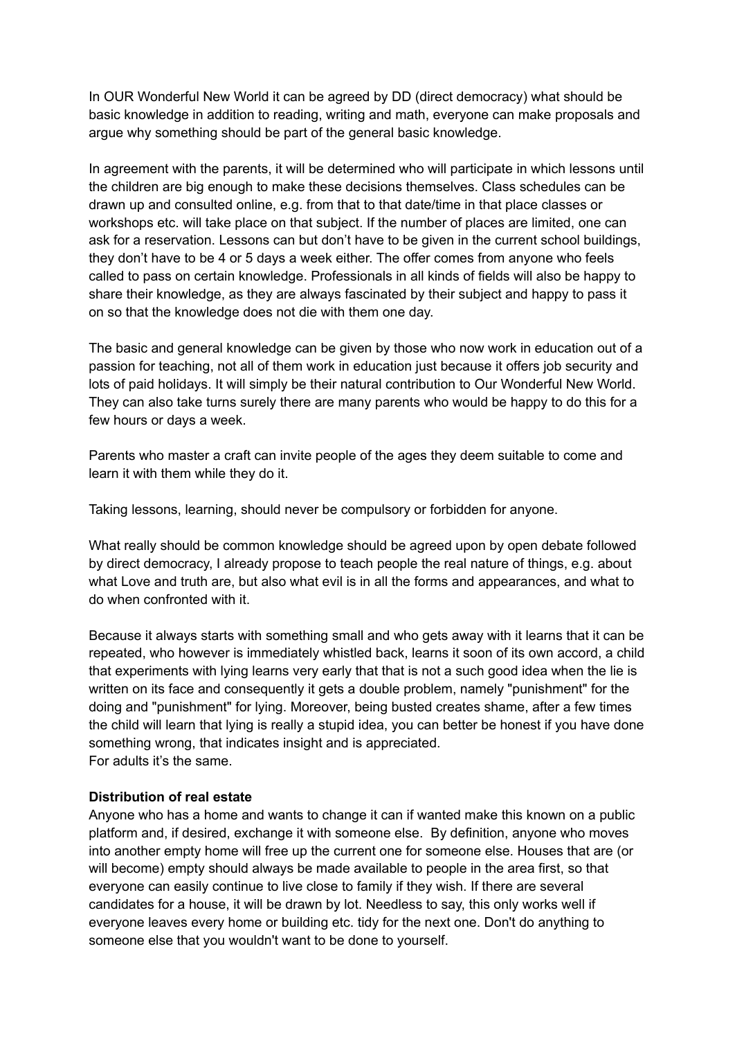In OUR Wonderful New World it can be agreed by DD (direct democracy) what should be basic knowledge in addition to reading, writing and math, everyone can make proposals and argue why something should be part of the general basic knowledge.

In agreement with the parents, it will be determined who will participate in which lessons until the children are big enough to make these decisions themselves. Class schedules can be drawn up and consulted online, e.g. from that to that date/time in that place classes or workshops etc. will take place on that subject. If the number of places are limited, one can ask for a reservation. Lessons can but don't have to be given in the current school buildings, they don't have to be 4 or 5 days a week either. The offer comes from anyone who feels called to pass on certain knowledge. Professionals in all kinds of fields will also be happy to share their knowledge, as they are always fascinated by their subject and happy to pass it on so that the knowledge does not die with them one day.

The basic and general knowledge can be given by those who now work in education out of a passion for teaching, not all of them work in education just because it offers job security and lots of paid holidays. It will simply be their natural contribution to Our Wonderful New World. They can also take turns surely there are many parents who would be happy to do this for a few hours or days a week.

Parents who master a craft can invite people of the ages they deem suitable to come and learn it with them while they do it.

Taking lessons, learning, should never be compulsory or forbidden for anyone.

What really should be common knowledge should be agreed upon by open debate followed by direct democracy, I already propose to teach people the real nature of things, e.g. about what Love and truth are, but also what evil is in all the forms and appearances, and what to do when confronted with it.

Because it always starts with something small and who gets away with it learns that it can be repeated, who however is immediately whistled back, learns it soon of its own accord, a child that experiments with lying learns very early that that is not a such good idea when the lie is written on its face and consequently it gets a double problem, namely "punishment" for the doing and "punishment" for lying. Moreover, being busted creates shame, after a few times the child will learn that lying is really a stupid idea, you can better be honest if you have done something wrong, that indicates insight and is appreciated.
For adults it's the same.

**Distribution of real estate**
Anyone who has a home and wants to change it can if wanted make this known on a public platform and, if desired, exchange it with someone else. By definition, anyone who moves into another empty home will free up the current one for someone else. Houses that are (or will become) empty should always be made available to people in the area first, so that everyone can easily continue to live close to family if they wish. If there are several candidates for a house, it will be drawn by lot. Needless to say, this only works well if everyone leaves every home or building etc. tidy for the next one. Don't do anything to someone else that you wouldn't want to be done to yourself.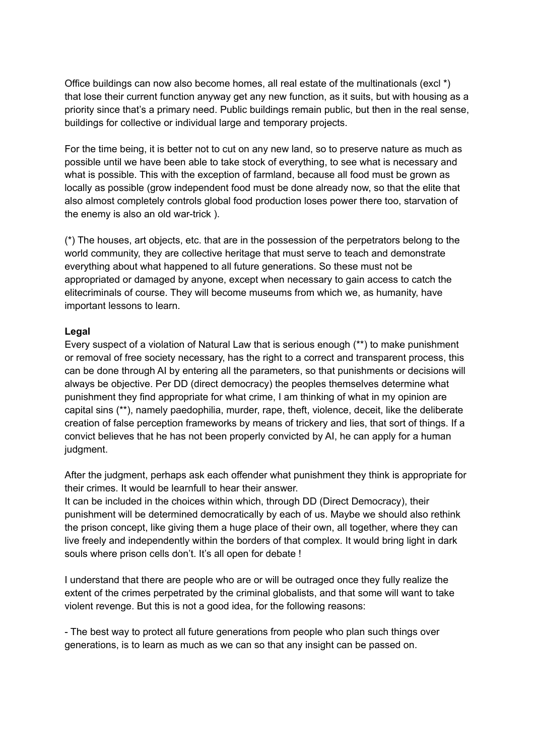Office buildings can now also become homes, all real estate of the multinationals (excl *) that lose their current function anyway get any new function, as it suits, but with housing as a priority since that's a primary need. Public buildings remain public, but then in the real sense, buildings for collective or individual large and temporary projects.

For the time being, it is better not to cut on any new land, so to preserve nature as much as possible until we have been able to take stock of everything, to see what is necessary and what is possible. This with the exception of farmland, because all food must be grown as locally as possible (grow independent food must be done already now, so that the elite that also almost completely controls global food production loses power there too, starvation of the enemy is also an old war-trick ).

(*) The houses, art objects, etc. that are in the possession of the perpetrators belong to the world community, they are collective heritage that must serve to teach and demonstrate everything about what happened to all future generations. So these must not be appropriated or damaged by anyone, except when necessary to gain access to catch the elitecriminals of course. They will become museums from which we, as humanity, have important lessons to learn.

**Legal**

Every suspect of a violation of Natural Law that is serious enough (**) to make punishment or removal of free society necessary, has the right to a correct and transparent process, this can be done through AI by entering all the parameters, so that punishments or decisions will always be objective. Per DD (direct democracy) the peoples themselves determine what punishment they find appropriate for what crime, I am thinking of what in my opinion are capital sins (**), namely paedophilia, murder, rape, theft, violence, deceit, like the deliberate creation of false perception frameworks by means of trickery and lies, that sort of things. If a convict believes that he has not been properly convicted by AI, he can apply for a human judgment.

After the judgment, perhaps ask each offender what punishment they think is appropriate for their crimes. It would be learnfull to hear their answer.
It can be included in the choices within which, through DD (Direct Democracy), their punishment will be determined democratically by each of us. Maybe we should also rethink the prison concept, like giving them a huge place of their own, all together, where they can live freely and independently within the borders of that complex. It would bring light in dark souls where prison cells don't. It's all open for debate !

I understand that there are people who are or will be outraged once they fully realize the extent of the crimes perpetrated by the criminal globalists, and that some will want to take violent revenge. But this is not a good idea, for the following reasons:

- The best way to protect all future generations from people who plan such things over generations, is to learn as much as we can so that any insight can be passed on.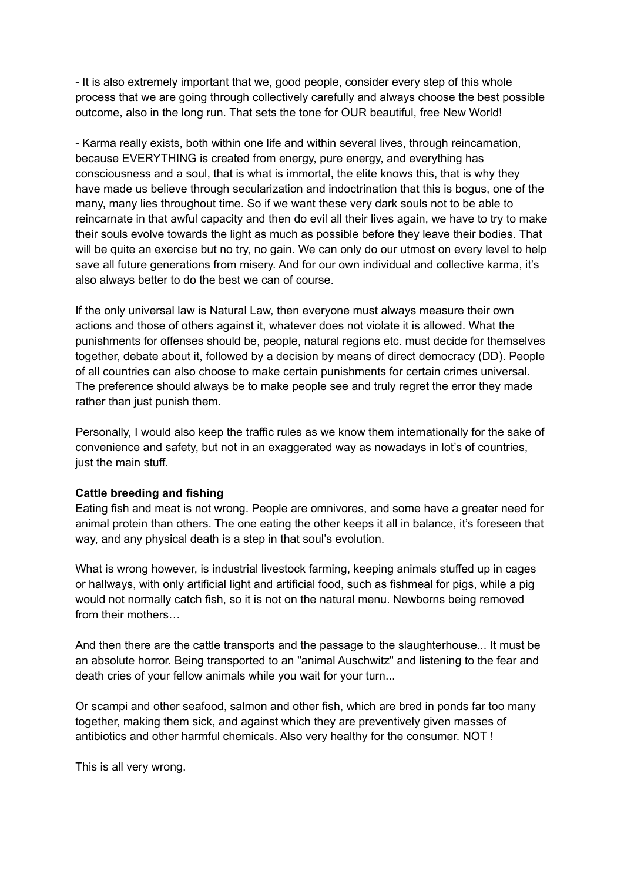- It is also extremely important that we, good people, consider every step of this whole process that we are going through collectively carefully and always choose the best possible outcome, also in the long run. That sets the tone for OUR beautiful, free New World!

- Karma really exists, both within one life and within several lives, through reincarnation, because EVERYTHING is created from energy, pure energy, and everything has consciousness and a soul, that is what is immortal, the elite knows this, that is why they have made us believe through secularization and indoctrination that this is bogus, one of the many, many lies throughout time. So if we want these very dark souls not to be able to reincarnate in that awful capacity and then do evil all their lives again, we have to try to make their souls evolve towards the light as much as possible before they leave their bodies. That will be quite an exercise but no try, no gain. We can only do our utmost on every level to help save all future generations from misery. And for our own individual and collective karma, it's also always better to do the best we can of course.

If the only universal law is Natural Law, then everyone must always measure their own actions and those of others against it, whatever does not violate it is allowed. What the punishments for offenses should be, people, natural regions etc. must decide for themselves together, debate about it, followed by a decision by means of direct democracy (DD). People of all countries can also choose to make certain punishments for certain crimes universal. The preference should always be to make people see and truly regret the error they made rather than just punish them.

Personally, I would also keep the traffic rules as we know them internationally for the sake of convenience and safety, but not in an exaggerated way as nowadays in lot's of countries, just the main stuff.

**Cattle breeding and fishing**

Eating fish and meat is not wrong. People are omnivores, and some have a greater need for animal protein than others. The one eating the other keeps it all in balance, it's foreseen that way, and any physical death is a step in that soul's evolution.

What is wrong however, is industrial livestock farming, keeping animals stuffed up in cages or hallways, with only artificial light and artificial food, such as fishmeal for pigs, while a pig would not normally catch fish, so it is not on the natural menu. Newborns being removed from their mothers…

And then there are the cattle transports and the passage to the slaughterhouse... It must be an absolute horror. Being transported to an "animal Auschwitz" and listening to the fear and death cries of your fellow animals while you wait for your turn...

Or scampi and other seafood, salmon and other fish, which are bred in ponds far too many together, making them sick, and against which they are preventively given masses of antibiotics and other harmful chemicals. Also very healthy for the consumer. NOT !

This is all very wrong.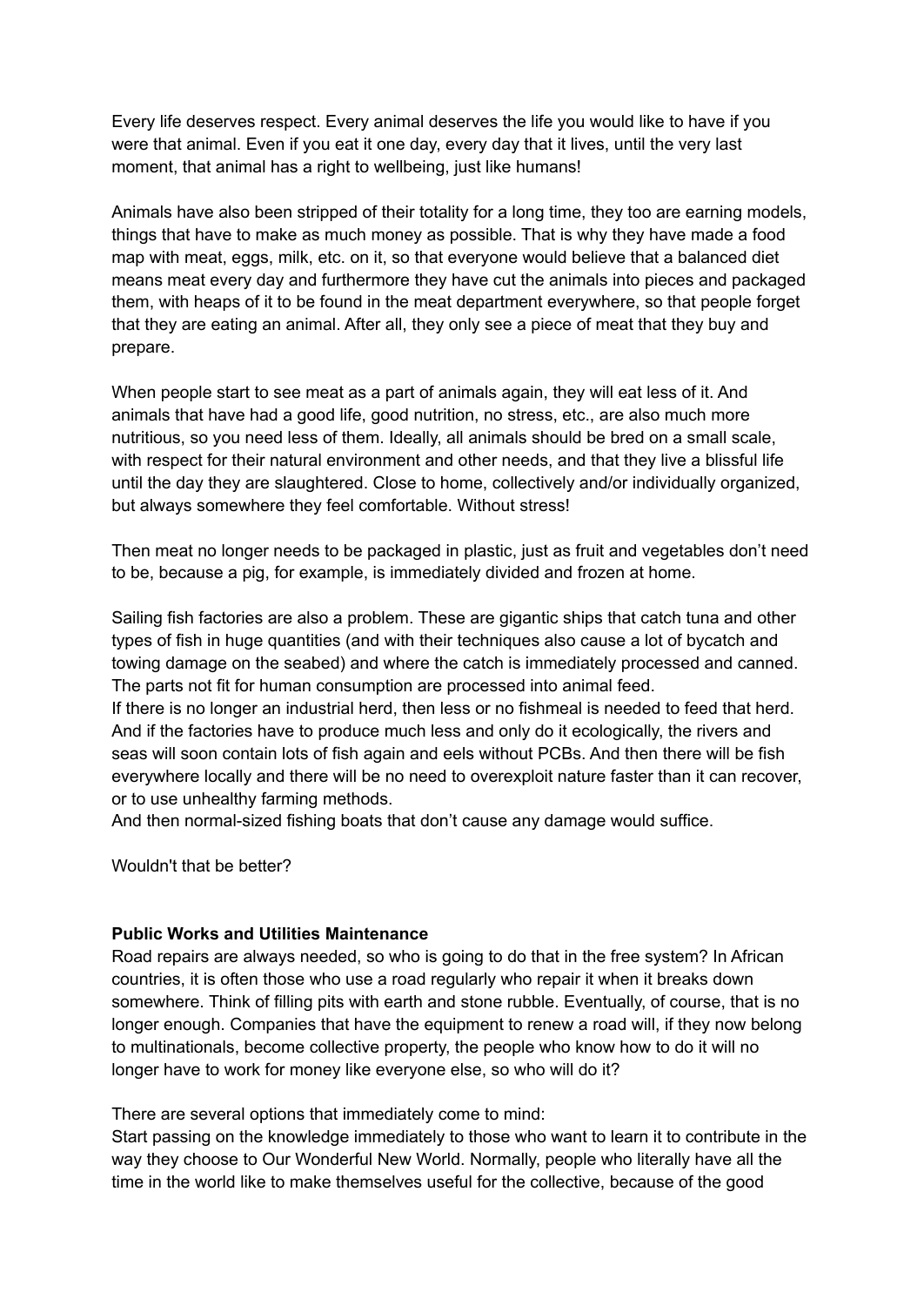Every life deserves respect. Every animal deserves the life you would like to have if you were that animal. Even if you eat it one day, every day that it lives, until the very last moment, that animal has a right to wellbeing, just like humans!

Animals have also been stripped of their totality for a long time, they too are earning models, things that have to make as much money as possible. That is why they have made a food map with meat, eggs, milk, etc. on it, so that everyone would believe that a balanced diet means meat every day and furthermore they have cut the animals into pieces and packaged them, with heaps of it to be found in the meat department everywhere, so that people forget that they are eating an animal. After all, they only see a piece of meat that they buy and prepare.

When people start to see meat as a part of animals again, they will eat less of it. And animals that have had a good life, good nutrition, no stress, etc., are also much more nutritious, so you need less of them. Ideally, all animals should be bred on a small scale, with respect for their natural environment and other needs, and that they live a blissful life until the day they are slaughtered. Close to home, collectively and/or individually organized, but always somewhere they feel comfortable. Without stress!

Then meat no longer needs to be packaged in plastic, just as fruit and vegetables don't need to be, because a pig, for example, is immediately divided and frozen at home.

Sailing fish factories are also a problem. These are gigantic ships that catch tuna and other types of fish in huge quantities (and with their techniques also cause a lot of bycatch and towing damage on the seabed) and where the catch is immediately processed and canned. The parts not fit for human consumption are processed into animal feed.
If there is no longer an industrial herd, then less or no fishmeal is needed to feed that herd. And if the factories have to produce much less and only do it ecologically, the rivers and seas will soon contain lots of fish again and eels without PCBs. And then there will be fish everywhere locally and there will be no need to overexploit nature faster than it can recover, or to use unhealthy farming methods.
And then normal-sized fishing boats that don't cause any damage would suffice.

Wouldn't that be better?

**Public Works and Utilities Maintenance**
Road repairs are always needed, so who is going to do that in the free system? In African countries, it is often those who use a road regularly who repair it when it breaks down somewhere. Think of filling pits with earth and stone rubble. Eventually, of course, that is no longer enough. Companies that have the equipment to renew a road will, if they now belong to multinationals, become collective property, the people who know how to do it will no longer have to work for money like everyone else, so who will do it?

There are several options that immediately come to mind:
Start passing on the knowledge immediately to those who want to learn it to contribute in the way they choose to Our Wonderful New World. Normally, people who literally have all the time in the world like to make themselves useful for the collective, because of the good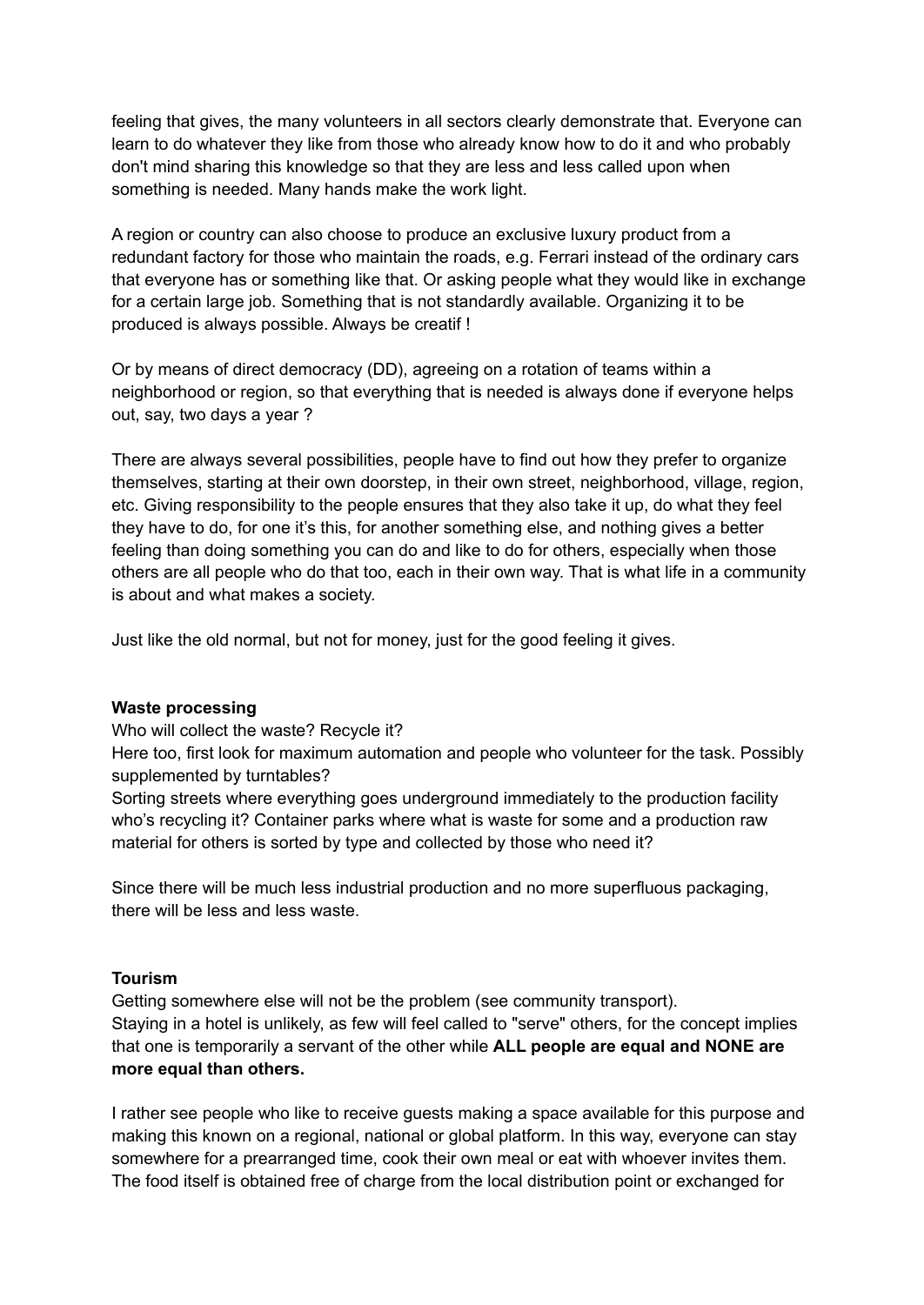feeling that gives, the many volunteers in all sectors clearly demonstrate that. Everyone can learn to do whatever they like from those who already know how to do it and who probably don't mind sharing this knowledge so that they are less and less called upon when something is needed. Many hands make the work light.

A region or country can also choose to produce an exclusive luxury product from a redundant factory for those who maintain the roads, e.g. Ferrari instead of the ordinary cars that everyone has or something like that. Or asking people what they would like in exchange for a certain large job. Something that is not standardly available. Organizing it to be produced is always possible. Always be creatif !

Or by means of direct democracy (DD), agreeing on a rotation of teams within a neighborhood or region, so that everything that is needed is always done if everyone helps out, say, two days a year ?

There are always several possibilities, people have to find out how they prefer to organize themselves, starting at their own doorstep, in their own street, neighborhood, village, region, etc. Giving responsibility to the people ensures that they also take it up, do what they feel they have to do, for one it's this, for another something else, and nothing gives a better feeling than doing something you can do and like to do for others, especially when those others are all people who do that too, each in their own way. That is what life in a community is about and what makes a society.

Just like the old normal, but not for money, just for the good feeling it gives.

**Waste processing**

Who will collect the waste? Recycle it?

Here too, first look for maximum automation and people who volunteer for the task. Possibly supplemented by turntables?

Sorting streets where everything goes underground immediately to the production facility who's recycling it? Container parks where what is waste for some and a production raw material for others is sorted by type and collected by those who need it?

Since there will be much less industrial production and no more superfluous packaging, there will be less and less waste.

**Tourism**

Getting somewhere else will not be the problem (see community transport).

Staying in a hotel is unlikely, as few will feel called to "serve" others, for the concept implies that one is temporarily a servant of the other while **ALL people are equal and NONE are more equal than others.**

I rather see people who like to receive guests making a space available for this purpose and making this known on a regional, national or global platform. In this way, everyone can stay somewhere for a prearranged time, cook their own meal or eat with whoever invites them. The food itself is obtained free of charge from the local distribution point or exchanged for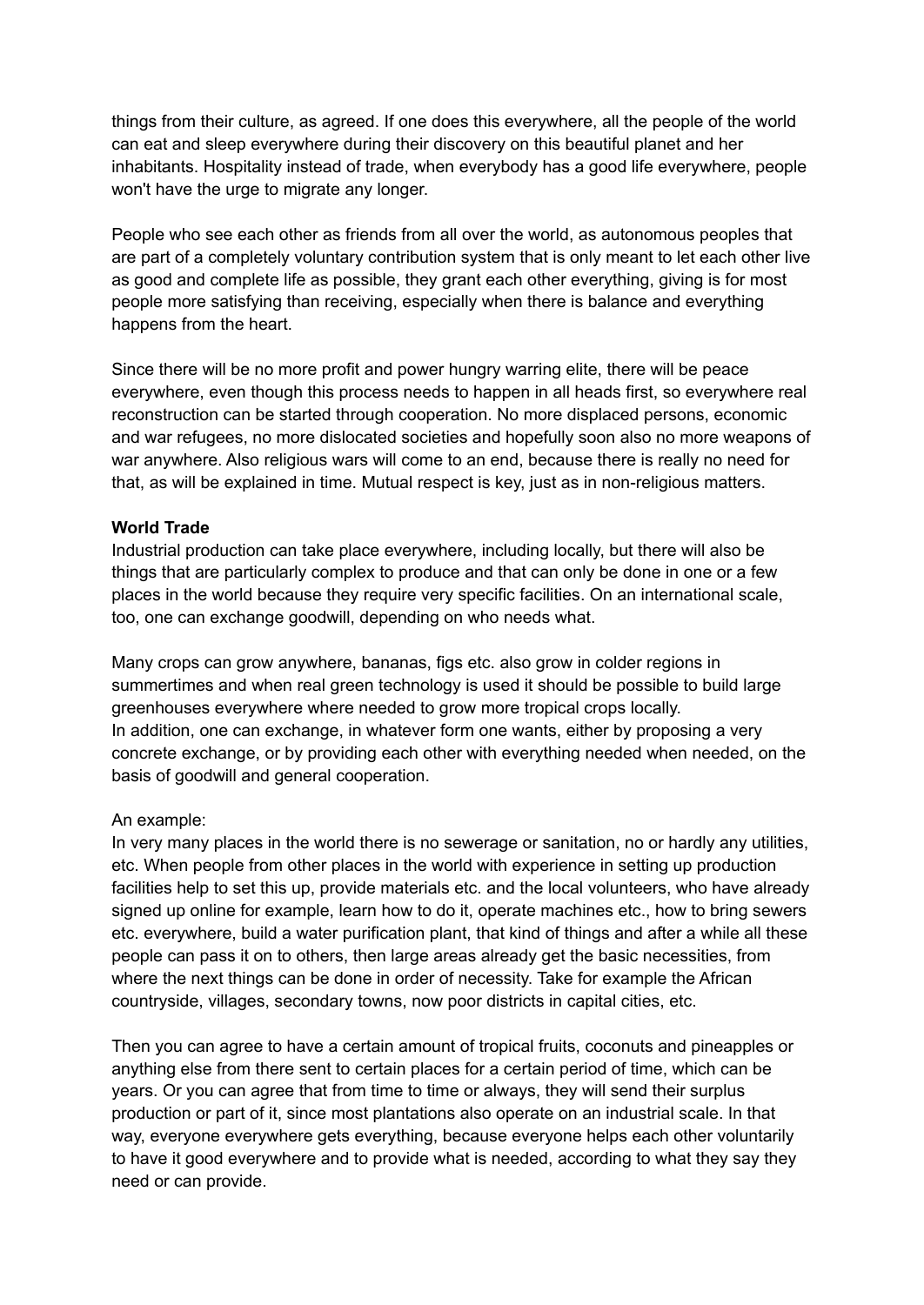things from their culture, as agreed. If one does this everywhere, all the people of the world can eat and sleep everywhere during their discovery on this beautiful planet and her inhabitants. Hospitality instead of trade, when everybody has a good life everywhere, people won't have the urge to migrate any longer.

People who see each other as friends from all over the world, as autonomous peoples that are part of a completely voluntary contribution system that is only meant to let each other live as good and complete life as possible, they grant each other everything, giving is for most people more satisfying than receiving, especially when there is balance and everything happens from the heart.

Since there will be no more profit and power hungry warring elite, there will be peace everywhere, even though this process needs to happen in all heads first, so everywhere real reconstruction can be started through cooperation. No more displaced persons, economic and war refugees, no more dislocated societies and hopefully soon also no more weapons of war anywhere. Also religious wars will come to an end, because there is really no need for that, as will be explained in time. Mutual respect is key, just as in non-religious matters.

**World Trade**

Industrial production can take place everywhere, including locally, but there will also be things that are particularly complex to produce and that can only be done in one or a few places in the world because they require very specific facilities. On an international scale, too, one can exchange goodwill, depending on who needs what.

Many crops can grow anywhere, bananas, figs etc. also grow in colder regions in summertimes and when real green technology is used it should be possible to build large greenhouses everywhere where needed to grow more tropical crops locally.
In addition, one can exchange, in whatever form one wants, either by proposing a very concrete exchange, or by providing each other with everything needed when needed, on the basis of goodwill and general cooperation.

An example:
In very many places in the world there is no sewerage or sanitation, no or hardly any utilities, etc. When people from other places in the world with experience in setting up production facilities help to set this up, provide materials etc. and the local volunteers, who have already signed up online for example, learn how to do it, operate machines etc., how to bring sewers etc. everywhere, build a water purification plant, that kind of things and after a while all these people can pass it on to others, then large areas already get the basic necessities, from where the next things can be done in order of necessity. Take for example the African countryside, villages, secondary towns, now poor districts in capital cities, etc.

Then you can agree to have a certain amount of tropical fruits, coconuts and pineapples or anything else from there sent to certain places for a certain period of time, which can be years. Or you can agree that from time to time or always, they will send their surplus production or part of it, since most plantations also operate on an industrial scale. In that way, everyone everywhere gets everything, because everyone helps each other voluntarily to have it good everywhere and to provide what is needed, according to what they say they need or can provide.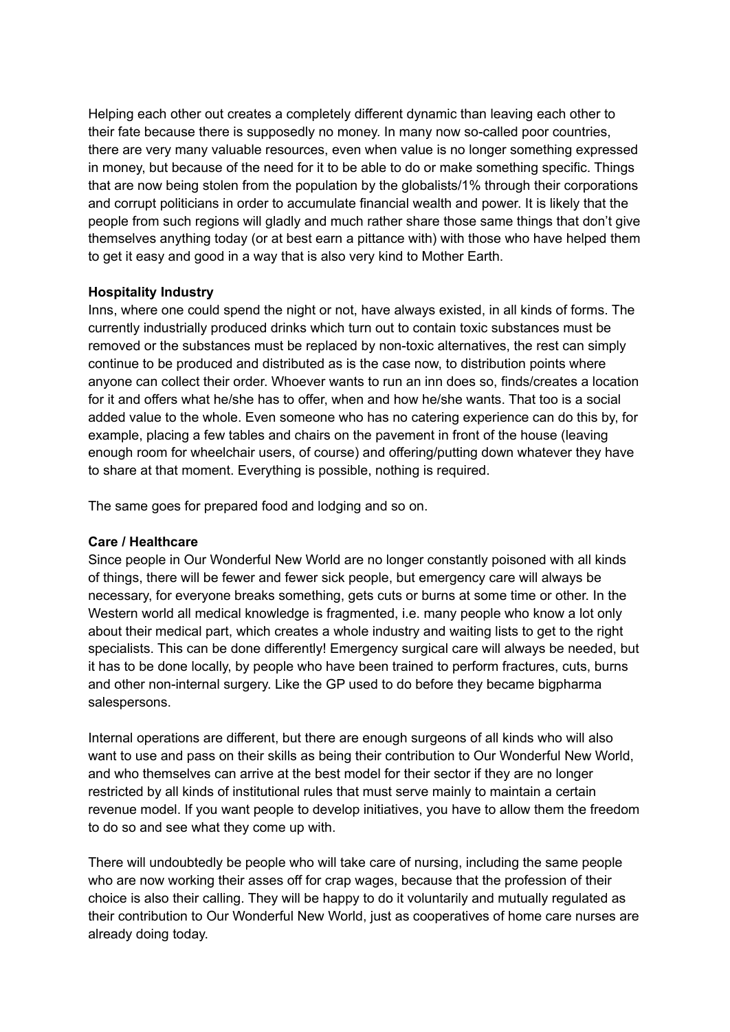Helping each other out creates a completely different dynamic than leaving each other to their fate because there is supposedly no money. In many now so-called poor countries, there are very many valuable resources, even when value is no longer something expressed in money, but because of the need for it to be able to do or make something specific. Things that are now being stolen from the population by the globalists/1% through their corporations and corrupt politicians in order to accumulate financial wealth and power. It is likely that the people from such regions will gladly and much rather share those same things that don't give themselves anything today (or at best earn a pittance with) with those who have helped them to get it easy and good in a way that is also very kind to Mother Earth.

**Hospitality Industry**

Inns, where one could spend the night or not, have always existed, in all kinds of forms. The currently industrially produced drinks which turn out to contain toxic substances must be removed or the substances must be replaced by non-toxic alternatives, the rest can simply continue to be produced and distributed as is the case now, to distribution points where anyone can collect their order. Whoever wants to run an inn does so, finds/creates a location for it and offers what he/she has to offer, when and how he/she wants. That too is a social added value to the whole. Even someone who has no catering experience can do this by, for example, placing a few tables and chairs on the pavement in front of the house (leaving enough room for wheelchair users, of course) and offering/putting down whatever they have to share at that moment. Everything is possible, nothing is required.

The same goes for prepared food and lodging and so on.

**Care / Healthcare**

Since people in Our Wonderful New World are no longer constantly poisoned with all kinds of things, there will be fewer and fewer sick people, but emergency care will always be necessary, for everyone breaks something, gets cuts or burns at some time or other. In the Western world all medical knowledge is fragmented, i.e. many people who know a lot only about their medical part, which creates a whole industry and waiting lists to get to the right specialists. This can be done differently! Emergency surgical care will always be needed, but it has to be done locally, by people who have been trained to perform fractures, cuts, burns and other non-internal surgery. Like the GP used to do before they became bigpharma salespersons.

Internal operations are different, but there are enough surgeons of all kinds who will also want to use and pass on their skills as being their contribution to Our Wonderful New World, and who themselves can arrive at the best model for their sector if they are no longer restricted by all kinds of institutional rules that must serve mainly to maintain a certain revenue model. If you want people to develop initiatives, you have to allow them the freedom to do so and see what they come up with.

There will undoubtedly be people who will take care of nursing, including the same people who are now working their asses off for crap wages, because that the profession of their choice is also their calling. They will be happy to do it voluntarily and mutually regulated as their contribution to Our Wonderful New World, just as cooperatives of home care nurses are already doing today.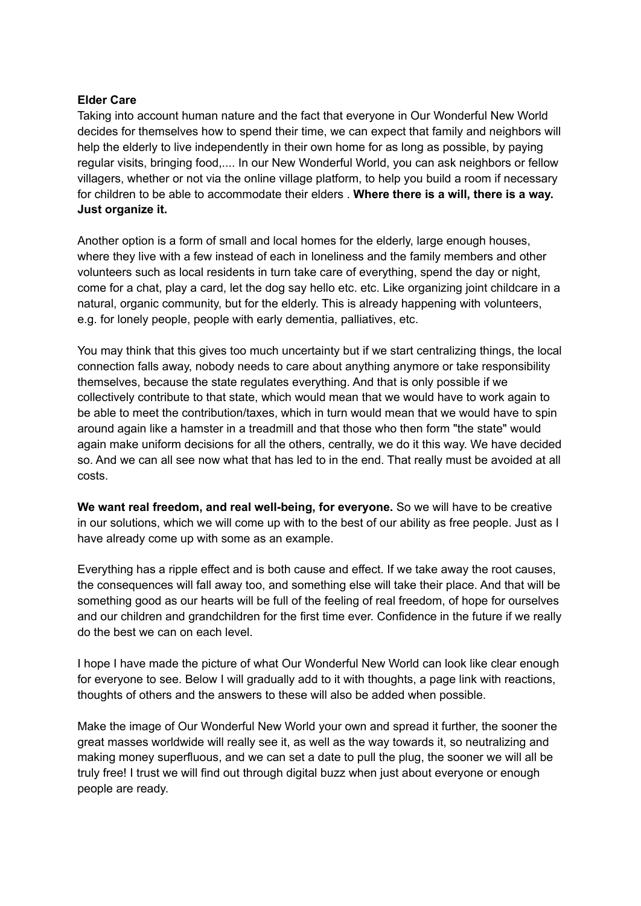**Elder Care**

Taking into account human nature and the fact that everyone in Our Wonderful New World decides for themselves how to spend their time, we can expect that family and neighbors will help the elderly to live independently in their own home for as long as possible, by paying regular visits, bringing food,.... In our New Wonderful World, you can ask neighbors or fellow villagers, whether or not via the online village platform, to help you build a room if necessary for children to be able to accommodate their elders . **Where there is a will, there is a way. Just organize it.**

Another option is a form of small and local homes for the elderly, large enough houses, where they live with a few instead of each in loneliness and the family members and other volunteers such as local residents in turn take care of everything, spend the day or night, come for a chat, play a card, let the dog say hello etc. etc. Like organizing joint childcare in a natural, organic community, but for the elderly. This is already happening with volunteers, e.g. for lonely people, people with early dementia, palliatives, etc.

You may think that this gives too much uncertainty but if we start centralizing things, the local connection falls away, nobody needs to care about anything anymore or take responsibility themselves, because the state regulates everything. And that is only possible if we collectively contribute to that state, which would mean that we would have to work again to be able to meet the contribution/taxes, which in turn would mean that we would have to spin around again like a hamster in a treadmill and that those who then form "the state" would again make uniform decisions for all the others, centrally, we do it this way. We have decided so. And we can all see now what that has led to in the end. That really must be avoided at all costs.

**We want real freedom, and real well-being, for everyone.** So we will have to be creative in our solutions, which we will come up with to the best of our ability as free people. Just as I have already come up with some as an example.

Everything has a ripple effect and is both cause and effect. If we take away the root causes, the consequences will fall away too, and something else will take their place. And that will be something good as our hearts will be full of the feeling of real freedom, of hope for ourselves and our children and grandchildren for the first time ever. Confidence in the future if we really do the best we can on each level.

I hope I have made the picture of what Our Wonderful New World can look like clear enough for everyone to see. Below I will gradually add to it with thoughts, a page link with reactions, thoughts of others and the answers to these will also be added when possible.

Make the image of Our Wonderful New World your own and spread it further, the sooner the great masses worldwide will really see it, as well as the way towards it, so neutralizing and making money superfluous, and we can set a date to pull the plug, the sooner we will all be truly free! I trust we will find out through digital buzz when just about everyone or enough people are ready.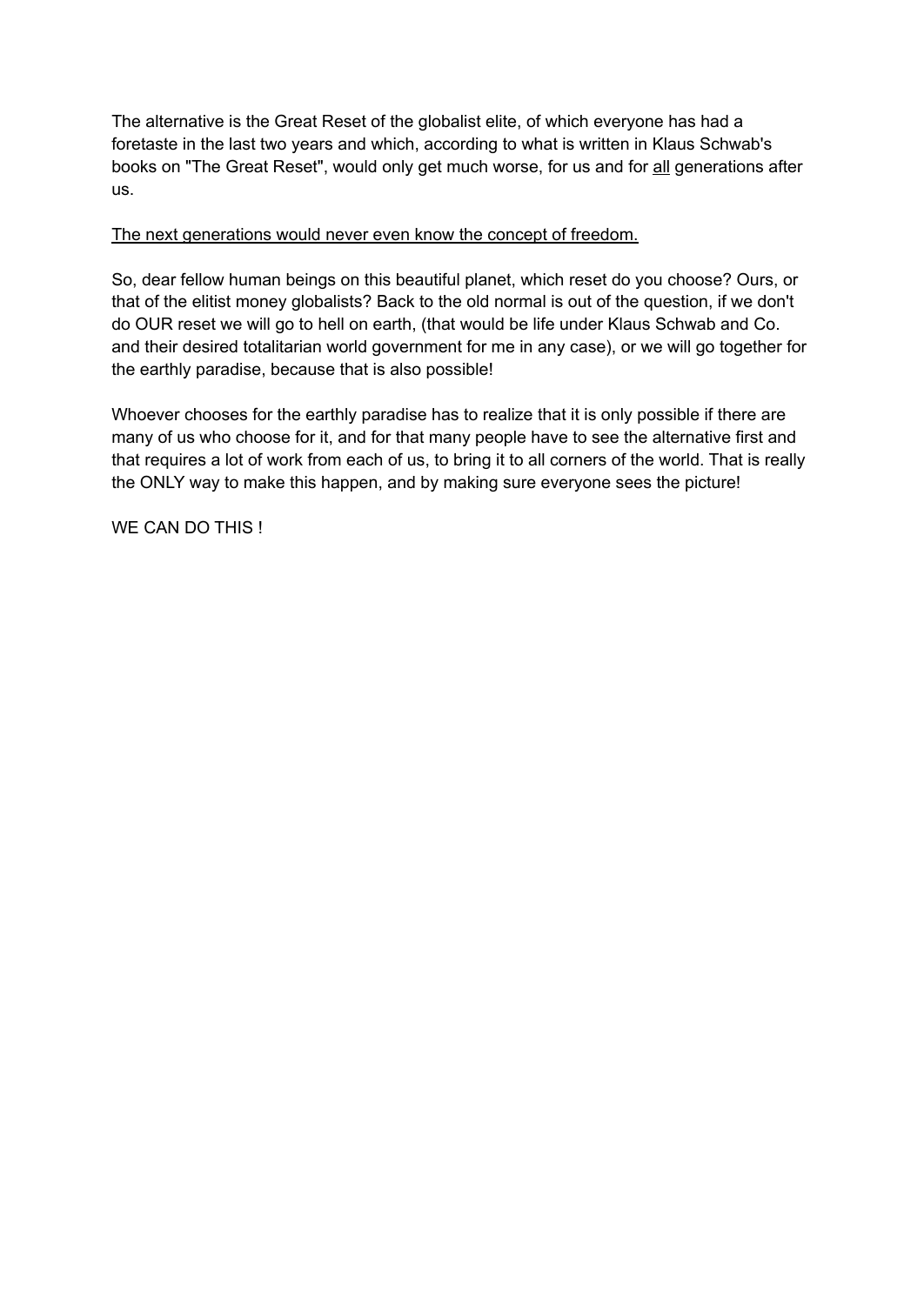The alternative is the Great Reset of the globalist elite, of which everyone has had a foretaste in the last two years and which, according to what is written in Klaus Schwab's books on "The Great Reset", would only get much worse, for us and for <u>all</u> generations after us.

<u>The next generations would never even know the concept of freedom.</u>

So, dear fellow human beings on this beautiful planet, which reset do you choose? Ours, or that of the elitist money globalists? Back to the old normal is out of the question, if we don't do OUR reset we will go to hell on earth, (that would be life under Klaus Schwab and Co. and their desired totalitarian world government for me in any case), or we will go together for the earthly paradise, because that is also possible!

Whoever chooses for the earthly paradise has to realize that it is only possible if there are many of us who choose for it, and for that many people have to see the alternative first and that requires a lot of work from each of us, to bring it to all corners of the world. That is really the ONLY way to make this happen, and by making sure everyone sees the picture!

WE CAN DO THIS !